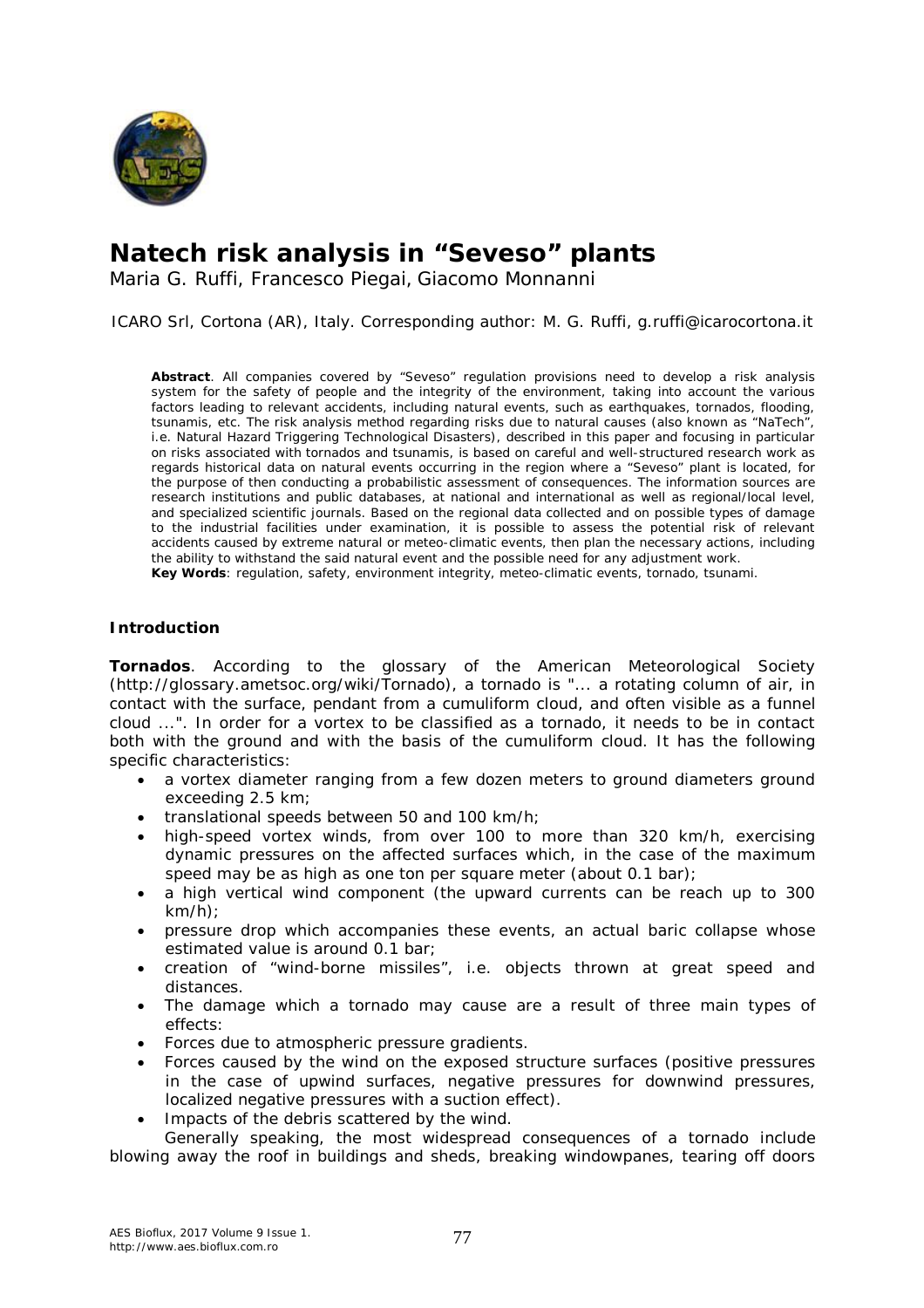# Natech risk analysis in "Seveso" plants

Maria G. Ruffi, Francesco Piegai, Giacomo Monnanni

ICARO Srl, Cortona (AR), Italy. Corresponding author: M. G. Ruffi, g.ruffi@icarocortona.it

**Abstract**. All companies covered by "Seveso" regulation provisions need to develop a risk analysis system for the safety of people and the integrity of the environment, taking into account the various factors leading to relevant accidents, including natural events, such as earthquakes, tornados, flooding, tsunamis, etc. The risk analysis method regarding risks due to natural causes (also known as "NaTech", i.e. Natural Hazard Triggering Technological Disasters), described in this paper and focusing in particular on risks associated with tornados and tsunamis, is based on careful and well-structured research work as regards historical data on natural events occurring in the region where a "Seveso" plant is located, for the purpose of then conducting a probabilistic assessment of consequences. The information sources are research institutions and public databases, at national and international as well as regional/local level, and specialized scientific journals. Based on the regional data collected and on possible types of damage to the industrial facilities under examination, it is possible to assess the potential risk of relevant accidents caused by extreme natural or meteo-climatic events, then plan the necessary actions, including the ability to withstand the said natural event and the possible need for any adjustment work.

**Key Words**: regulation, safety, environment integrity, meteo-climatic events, tornado, tsunami.

## Introduction

**Tornados**. According to the glossary of the American Meteorological Society (http://glossary.ametsoc.org/wiki/Tornado), a tornado is "... a rotating column of air, in contact with the surface, pendant from a cumuliform cloud, and often visible as a funnel cloud ...". In order for a vortex to be classified as a tornado, it needs to be in contact both with the ground and with the basis of the cumuliform cloud. It has the following specific characteristics:

- a vortex diameter ranging from a few dozen meters to ground diameters ground exceeding 2.5 km;
- translational speeds between 50 and 100 km/h;
- high-speed vortex winds, from over 100 to more than 320 km/h, exercising dynamic pressures on the affected surfaces which, in the case of the maximum speed may be as high as one ton per square meter (about 0.1 bar);
- a high vertical wind component (the upward currents can be reach up to 300 km/h);
- pressure drop which accompanies these events, an actual baric collapse whose estimated value is around 0.1 bar;
- creation of "wind-borne missiles", i.e. objects thrown at great speed and distances.
- The damage which a tornado may cause are a result of three main types of effects:
- Forces due to atmospheric pressure gradients.
- Forces caused by the wind on the exposed structure surfaces (positive pressures in the case of upwind surfaces, negative pressures for downwind pressures, localized negative pressures with a suction effect).
- Impacts of the debris scattered by the wind.

Generally speaking, the most widespread consequences of a tornado include blowing away the roof in buildings and sheds, breaking windowpanes, tearing off doors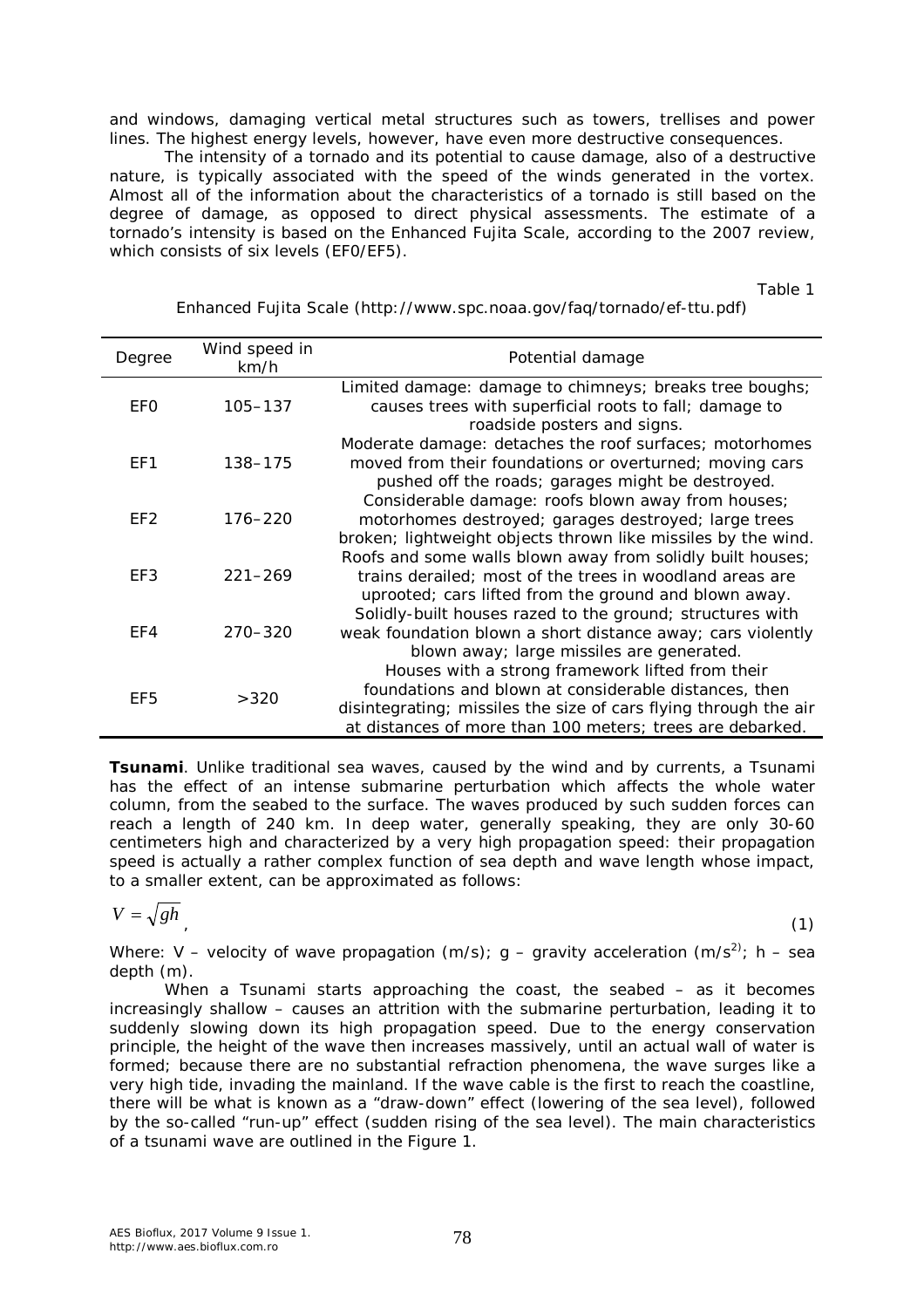and windows, damaging vertical metal structures such as towers, trellises and power lines. The highest energy levels, however, have even more destructive consequences.

The intensity of a tornado and its potential to cause damage, also of a destructive nature, is typically associated with the speed of the winds generated in the vortex. Almost all of the information about the characteristics of a tornado is still based on the degree of damage, as opposed to direct physical assessments. The estimate of a tornado's intensity is based on the Enhanced Fujita Scale, according to the 2007 review, which consists of six levels (EF0/EF5).

Table 1

Enhanced Fujita Scale (http://www.spc.noaa.gov/faq/tornado/ef-ttu.pdf)

| Degree | Wind speed in km/h | Potential damage |
|---|---|---|
| EF0 | 105–137 | Limited damage: damage to chimneys; breaks tree boughs; causes trees with superficial roots to fall; damage to roadside posters and signs. |
| EF1 | 138–175 | Moderate damage: detaches the roof surfaces; motorhomes moved from their foundations or overturned; moving cars pushed off the roads; garages might be destroyed. |
| EF2 | 176–220 | Considerable damage: roofs blown away from houses; motorhomes destroyed; garages destroyed; large trees broken; lightweight objects thrown like missiles by the wind. |
| EF3 | 221–269 | Roofs and some walls blown away from solidly built houses; trains derailed; most of the trees in woodland areas are uprooted; cars lifted from the ground and blown away. |
| EF4 | 270–320 | Solidly-built houses razed to the ground; structures with weak foundation blown a short distance away; cars violently blown away; large missiles are generated. |
| EF5 | >320 | Houses with a strong framework lifted from their foundations and blown at considerable distances, then disintegrating; missiles the size of cars flying through the air at distances of more than 100 meters; trees are debarked. |

**Tsunami**. Unlike traditional sea waves, caused by the wind and by currents, a Tsunami has the effect of an intense submarine perturbation which affects the whole water column, from the seabed to the surface. The waves produced by such sudden forces can reach a length of 240 km. In deep water, generally speaking, they are only 30-60 centimeters high and characterized by a very high propagation speed: their propagation speed is actually a rather complex function of sea depth and wave length whose impact, to a smaller extent, can be approximated as follows:

$$V = \sqrt{gh}, \tag{1}$$

Where: V – velocity of wave propagation (m/s); g – gravity acceleration ($m/s^2$); h – sea depth (m).

When a Tsunami starts approaching the coast, the seabed – as it becomes increasingly shallow – causes an attrition with the submarine perturbation, leading it to suddenly slowing down its high propagation speed. Due to the energy conservation principle, the height of the wave then increases massively, until an actual wall of water is formed; because there are no substantial refraction phenomena, the wave surges like a very high tide, invading the mainland. If the wave cable is the first to reach the coastline, there will be what is known as a "draw-down" effect (lowering of the sea level), followed by the so-called "run-up" effect (sudden rising of the sea level). The main characteristics of a tsunami wave are outlined in the Figure 1.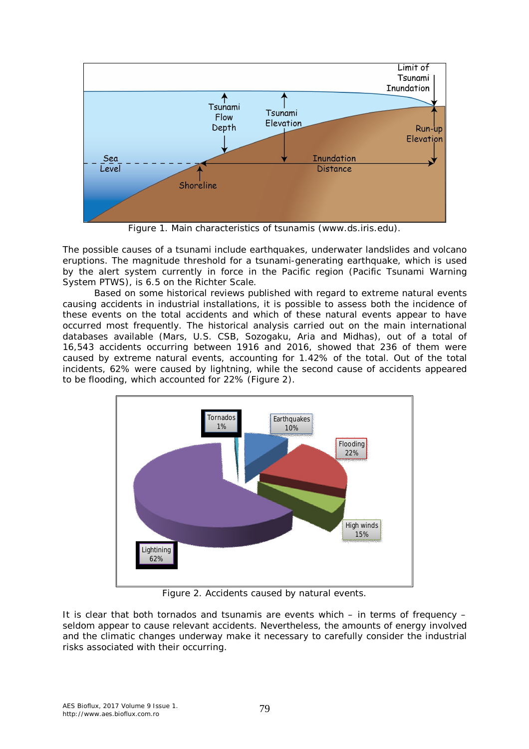Figure 1. Main characteristics of tsunamis (www.ds.iris.edu).

The possible causes of a tsunami include earthquakes, underwater landslides and volcano eruptions. The magnitude threshold for a tsunami-generating earthquake, which is used by the alert system currently in force in the Pacific region (Pacific Tsunami Warning System PTWS), is 6.5 on the Richter Scale.

Based on some historical reviews published with regard to extreme natural events causing accidents in industrial installations, it is possible to assess both the incidence of these events on the total accidents and which of these natural events appear to have occurred most frequently. The historical analysis carried out on the main international databases available (Mars, U.S. CSB, Sozogaku, Aria and Midhas), out of a total of 16,543 accidents occurring between 1916 and 2016, showed that 236 of them were caused by extreme natural events, accounting for 1.42% of the total. Out of the total incidents, 62% were caused by lightning, while the second cause of accidents appeared to be flooding, which accounted for 22% (Figure 2).

Figure 2. Accidents caused by natural events.

It is clear that both tornados and tsunamis are events which – in terms of frequency – seldom appear to cause relevant accidents. Nevertheless, the amounts of energy involved and the climatic changes underway make it necessary to carefully consider the industrial risks associated with their occurring.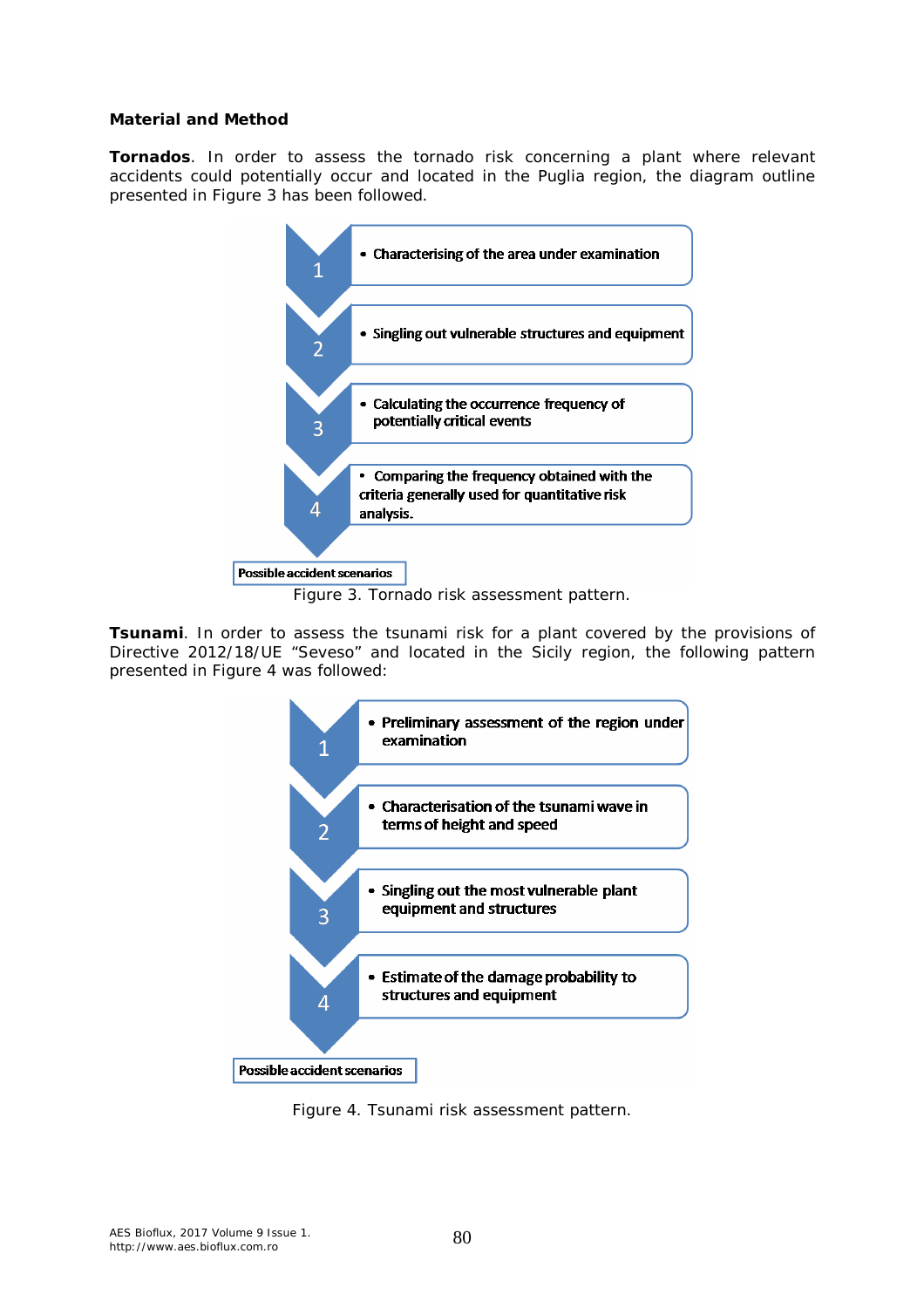**Material and Method**

**Tornados**. In order to assess the tornado risk concerning a plant where relevant accidents could potentially occur and located in the Puglia region, the diagram outline presented in Figure 3 has been followed.

1. Characterising of the area under examination
2. Singling out vulnerable structures and equipment
3. Calculating the occurrence frequency of potentially critical events
4. Comparing the frequency obtained with the criteria generally used for quantitative risk analysis.

Possible accident scenarios

Figure 3. Tornado risk assessment pattern.

**Tsunami**. In order to assess the tsunami risk for a plant covered by the provisions of Directive 2012/18/UE "Seveso" and located in the Sicily region, the following pattern presented in Figure 4 was followed:

1. Preliminary assessment of the region under examination
2. Characterisation of the tsunami wave in terms of height and speed
3. Singling out the most vulnerable plant equipment and structures
4. Estimate of the damage probability to structures and equipment

Possible accident scenarios

Figure 4. Tsunami risk assessment pattern.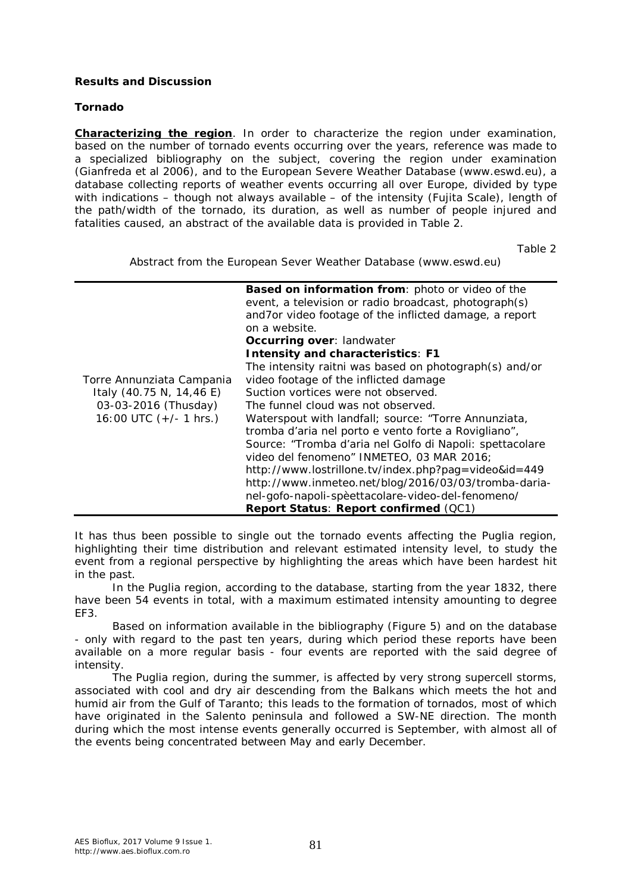**Results and Discussion**

**Tornado**

**Characterizing the region**. In order to characterize the region under examination, based on the number of tornado events occurring over the years, reference was made to a specialized bibliography on the subject, covering the region under examination (Gianfreda et al 2006), and to the European Severe Weather Database (www.eswd.eu), a database collecting reports of weather events occurring all over Europe, divided by type with indications – though not always available – of the intensity (Fujita Scale), length of the path/width of the tornado, its duration, as well as number of people injured and fatalities caused, an abstract of the available data is provided in Table 2.

Table 2

Abstract from the European Sever Weather Database (www.eswd.eu)

| | |
|---|---|
| Torre Annunziata Campania<br>Italy (40.75 N, 14,46 E)<br>03-03-2016 (Thusday)<br>16:00 UTC (+/- 1 hrs.) | **Based on information from**: photo or video of the event, a television or radio broadcast, photograph(s) and7or video footage of the inflicted damage, a report on a website.<br>**Occurring over**: landwater<br>**Intensity and characteristics**: **F1**<br>The intensity raitni was based on photograph(s) and/or video footage of the inflicted damage<br>Suction vortices were not observed.<br>The funnel cloud was not observed.<br>Waterspout with landfall; source: "Torre Annunziata, tromba d'aria nel porto e vento forte a Rovigliano",<br>Source: "Tromba d'aria nel Golfo di Napoli: spettacolare video del fenomeno" INMETEO, 03 MAR 2016;<br>http://www.lostrillone.tv/index.php?pag=video&id=449<br>http://www.inmeteo.net/blog/2016/03/03/tromba-daria-nel-gofo-napoli-spèettacolare-video-del-fenomeno/<br>**Report Status**: **Report confirmed** (QC1) |

It has thus been possible to single out the tornado events affecting the Puglia region, highlighting their time distribution and relevant estimated intensity level, to study the event from a regional perspective by highlighting the areas which have been hardest hit in the past.

In the Puglia region, according to the database, starting from the year 1832, there have been 54 events in total, with a maximum estimated intensity amounting to degree EF3.

Based on information available in the bibliography (Figure 5) and on the database - only with regard to the past ten years, during which period these reports have been available on a more regular basis - four events are reported with the said degree of intensity.

The Puglia region, during the summer, is affected by very strong supercell storms, associated with cool and dry air descending from the Balkans which meets the hot and humid air from the Gulf of Taranto; this leads to the formation of tornados, most of which have originated in the Salento peninsula and followed a SW-NE direction. The month during which the most intense events generally occurred is September, with almost all of the events being concentrated between May and early December.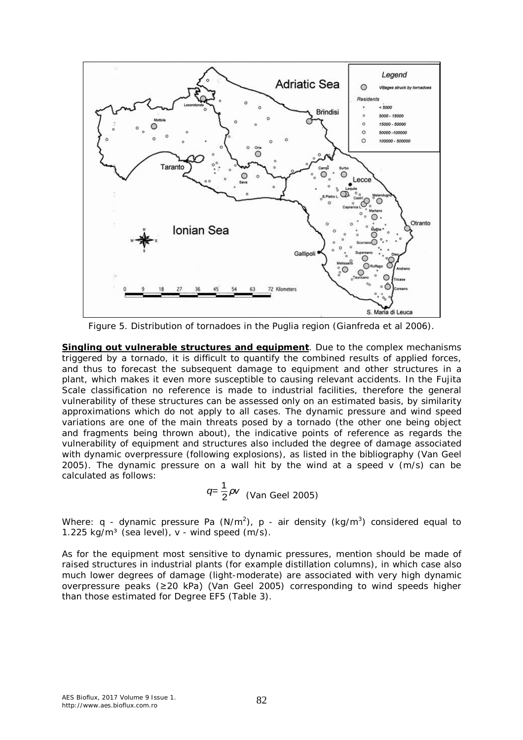Figure 5. Distribution of tornadoes in the Puglia region (Gianfreda et al 2006).

**Singling out vulnerable structures and equipment**. Due to the complex mechanisms triggered by a tornado, it is difficult to quantify the combined results of applied forces, and thus to forecast the subsequent damage to equipment and other structures in a plant, which makes it even more susceptible to causing relevant accidents. In the Fujita Scale classification no reference is made to industrial facilities, therefore the general vulnerability of these structures can be assessed only on an estimated basis, by similarity approximations which do not apply to all cases. The dynamic pressure and wind speed variations are one of the main threats posed by a tornado (the other one being object and fragments being thrown about), the indicative points of reference as regards the vulnerability of equipment and structures also included the degree of damage associated with dynamic overpressure (following explosions), as listed in the bibliography (Van Geel 2005). The dynamic pressure on a wall hit by the wind at a speed v (m/s) can be calculated as follows:

$$q = \frac{1}{2}\rho v \quad \text{(Van Geel 2005)}$$

Where: q - dynamic pressure Pa ($N/m^2$), p - air density ($kg/m^3$) considered equal to 1.225 $kg/m^3$ (sea level), v - wind speed (m/s).

As for the equipment most sensitive to dynamic pressures, mention should be made of raised structures in industrial plants (for example distillation columns), in which case also much lower degrees of damage (light-moderate) are associated with very high dynamic overpressure peaks (≥20 kPa) (Van Geel 2005) corresponding to wind speeds higher than those estimated for Degree EF5 (Table 3).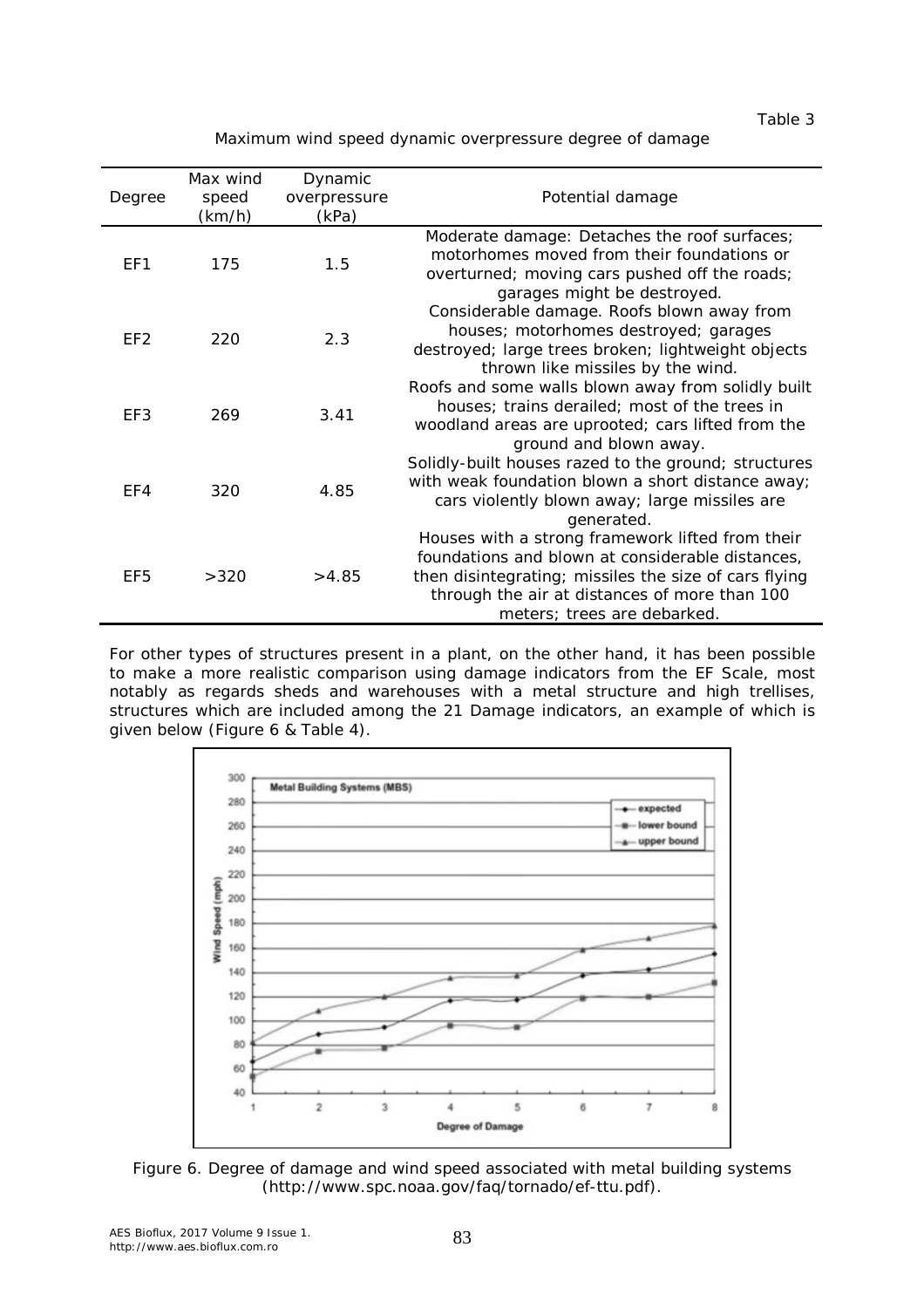Table 3

Maximum wind speed dynamic overpressure degree of damage

| Degree | Max wind speed (km/h) | Dynamic overpressure (kPa) | Potential damage |
|---|---|---|---|
| EF1 | 175 | 1.5 | Moderate damage: Detaches the roof surfaces; motorhomes moved from their foundations or overturned; moving cars pushed off the roads; garages might be destroyed. |
| EF2 | 220 | 2.3 | Considerable damage. Roofs blown away from houses; motorhomes destroyed; garages destroyed; large trees broken; lightweight objects thrown like missiles by the wind. |
| EF3 | 269 | 3.41 | Roofs and some walls blown away from solidly built houses; trains derailed; most of the trees in woodland areas are uprooted; cars lifted from the ground and blown away. |
| EF4 | 320 | 4.85 | Solidly-built houses razed to the ground; structures with weak foundation blown a short distance away; cars violently blown away; large missiles are generated. |
| EF5 | >320 | >4.85 | Houses with a strong framework lifted from their foundations and blown at considerable distances, then disintegrating; missiles the size of cars flying through the air at distances of more than 100 meters; trees are debarked. |

For other types of structures present in a plant, on the other hand, it has been possible to make a more realistic comparison using damage indicators from the EF Scale, most notably as regards sheds and warehouses with a metal structure and high trellises, structures which are included among the 21 Damage indicators, an example of which is given below (Figure 6 & Table 4).

Figure 6. Degree of damage and wind speed associated with metal building systems (http://www.spc.noaa.gov/faq/tornado/ef-ttu.pdf).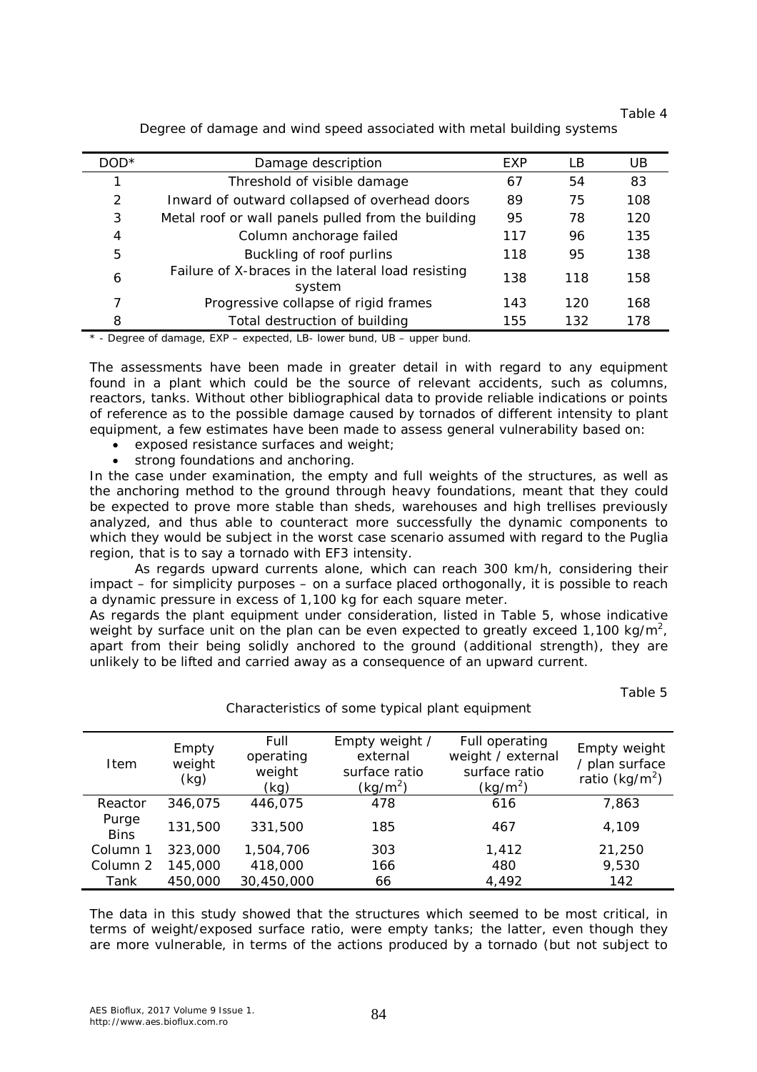Table 4

Degree of damage and wind speed associated with metal building systems

| DOD* | Damage description | EXP | LB | UB |
|---|---|---|---|---|
| 1 | Threshold of visible damage | 67 | 54 | 83 |
| 2 | Inward of outward collapsed of overhead doors | 89 | 75 | 108 |
| 3 | Metal roof or wall panels pulled from the building | 95 | 78 | 120 |
| 4 | Column anchorage failed | 117 | 96 | 135 |
| 5 | Buckling of roof purlins | 118 | 95 | 138 |
| 6 | Failure of X-braces in the lateral load resisting system | 138 | 118 | 158 |
| 7 | Progressive collapse of rigid frames | 143 | 120 | 168 |
| 8 | Total destruction of building | 155 | 132 | 178 |

\* - Degree of damage, EXP – expected, LB- lower bund, UB – upper bund.

The assessments have been made in greater detail in with regard to any equipment found in a plant which could be the source of relevant accidents, such as columns, reactors, tanks. Without other bibliographical data to provide reliable indications or points of reference as to the possible damage caused by tornados of different intensity to plant equipment, a few estimates have been made to assess general vulnerability based on:

- exposed resistance surfaces and weight;
- strong foundations and anchoring.

In the case under examination, the empty and full weights of the structures, as well as the anchoring method to the ground through heavy foundations, meant that they could be expected to prove more stable than sheds, warehouses and high trellises previously analyzed, and thus able to counteract more successfully the dynamic components to which they would be subject in the worst case scenario assumed with regard to the Puglia region, that is to say a tornado with EF3 intensity.

As regards upward currents alone, which can reach 300 km/h, considering their impact – for simplicity purposes – on a surface placed orthogonally, it is possible to reach a dynamic pressure in excess of 1,100 kg for each square meter.

As regards the plant equipment under consideration, listed in Table 5, whose indicative weight by surface unit on the plan can be even expected to greatly exceed 1,100 kg/m$^2$, apart from their being solidly anchored to the ground (additional strength), they are unlikely to be lifted and carried away as a consequence of an upward current.

Table 5

Characteristics of some typical plant equipment

| Item | Empty weight (kg) | Full operating weight (kg) | Empty weight / external surface ratio (kg/m$^2$) | Full operating weight / external surface ratio (kg/m$^2$) | Empty weight / plan surface ratio (kg/m$^2$) |
|---|---|---|---|---|---|
| Reactor | 346,075 | 446,075 | 478 | 616 | 7,863 |
| Purge Bins | 131,500 | 331,500 | 185 | 467 | 4,109 |
| Column 1 | 323,000 | 1,504,706 | 303 | 1,412 | 21,250 |
| Column 2 | 145,000 | 418,000 | 166 | 480 | 9,530 |
| Tank | 450,000 | 30,450,000 | 66 | 4,492 | 142 |

The data in this study showed that the structures which seemed to be most critical, in terms of weight/exposed surface ratio, were empty tanks; the latter, even though they are more vulnerable, in terms of the actions produced by a tornado (but not subject to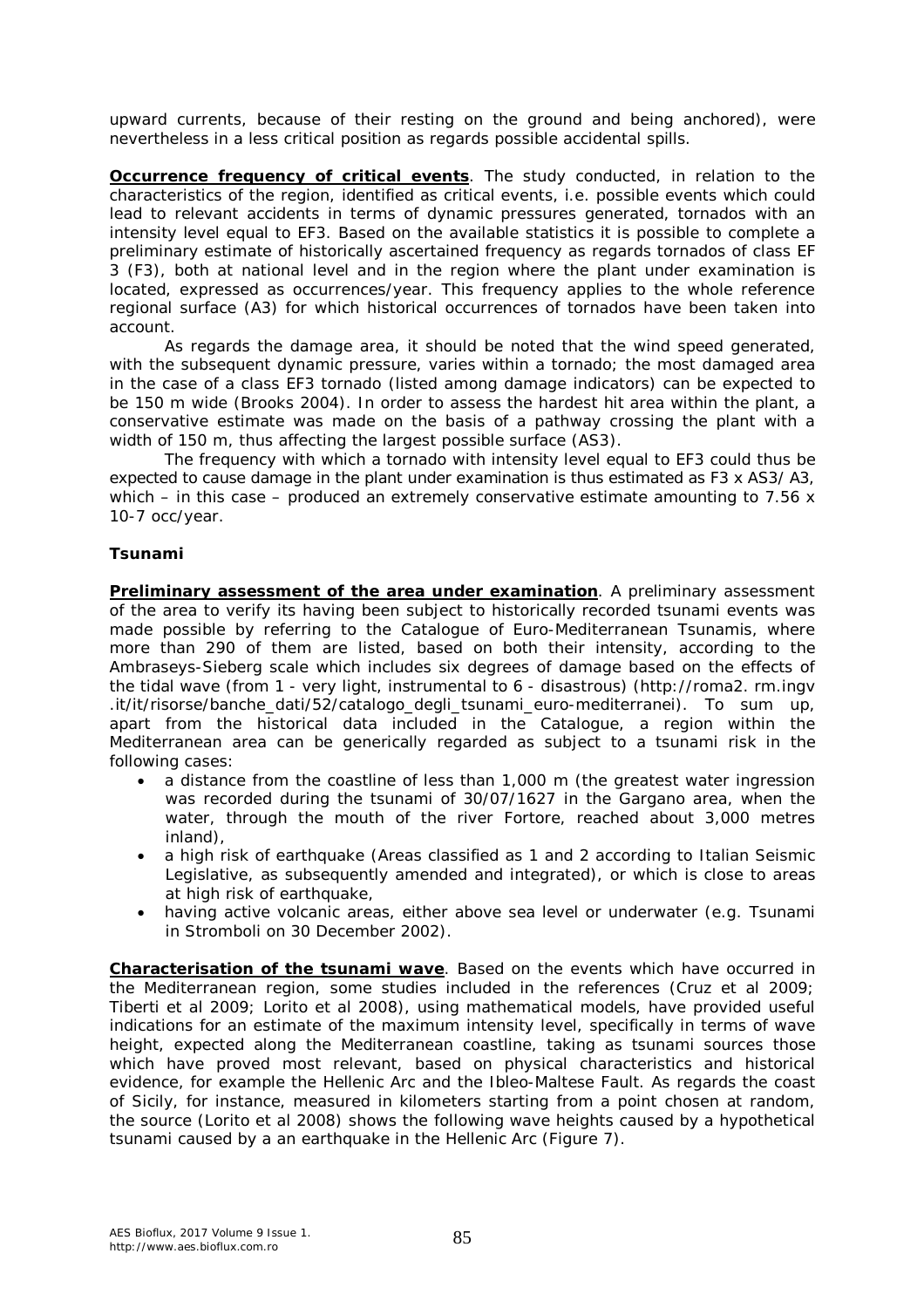upward currents, because of their resting on the ground and being anchored), were nevertheless in a less critical position as regards possible accidental spills.

**Occurrence frequency of critical events**. The study conducted, in relation to the characteristics of the region, identified as critical events, i.e. possible events which could lead to relevant accidents in terms of dynamic pressures generated, tornados with an intensity level equal to EF3. Based on the available statistics it is possible to complete a preliminary estimate of historically ascertained frequency as regards tornados of class EF 3 (F3), both at national level and in the region where the plant under examination is located, expressed as occurrences/year. This frequency applies to the whole reference regional surface (A3) for which historical occurrences of tornados have been taken into account.

As regards the damage area, it should be noted that the wind speed generated, with the subsequent dynamic pressure, varies within a tornado; the most damaged area in the case of a class EF3 tornado (listed among damage indicators) can be expected to be 150 m wide (Brooks 2004). In order to assess the hardest hit area within the plant, a conservative estimate was made on the basis of a pathway crossing the plant with a width of 150 m, thus affecting the largest possible surface (AS3).

The frequency with which a tornado with intensity level equal to EF3 could thus be expected to cause damage in the plant under examination is thus estimated as F3 x AS3/ A3, which – in this case – produced an extremely conservative estimate amounting to $7.56 \times 10^{-7}$ occ/year.

### Tsunami

**Preliminary assessment of the area under examination**. A preliminary assessment of the area to verify its having been subject to historically recorded tsunami events was made possible by referring to the Catalogue of Euro-Mediterranean Tsunamis, where more than 290 of them are listed, based on both their intensity, according to the Ambraseys-Sieberg scale which includes six degrees of damage based on the effects of the tidal wave (from 1 - very light, instrumental to 6 - disastrous) (http://roma2. rm.ingv .it/it/risorse/banche_dati/52/catalogo_degli_tsunami_euro-mediterranei). To sum up, apart from the historical data included in the Catalogue, a region within the Mediterranean area can be generically regarded as subject to a tsunami risk in the following cases:

- a distance from the coastline of less than 1,000 m (the greatest water ingression was recorded during the tsunami of 30/07/1627 in the Gargano area, when the water, through the mouth of the river Fortore, reached about 3,000 metres inland),
- a high risk of earthquake (Areas classified as 1 and 2 according to Italian Seismic Legislative, as subsequently amended and integrated), or which is close to areas at high risk of earthquake,
- having active volcanic areas, either above sea level or underwater (e.g. Tsunami in Stromboli on 30 December 2002).

**Characterisation of the tsunami wave**. Based on the events which have occurred in the Mediterranean region, some studies included in the references (Cruz et al 2009; Tiberti et al 2009; Lorito et al 2008), using mathematical models, have provided useful indications for an estimate of the maximum intensity level, specifically in terms of wave height, expected along the Mediterranean coastline, taking as tsunami sources those which have proved most relevant, based on physical characteristics and historical evidence, for example the Hellenic Arc and the Ibleo-Maltese Fault. As regards the coast of Sicily, for instance, measured in kilometers starting from a point chosen at random, the source (Lorito et al 2008) shows the following wave heights caused by a hypothetical tsunami caused by a an earthquake in the Hellenic Arc (Figure 7).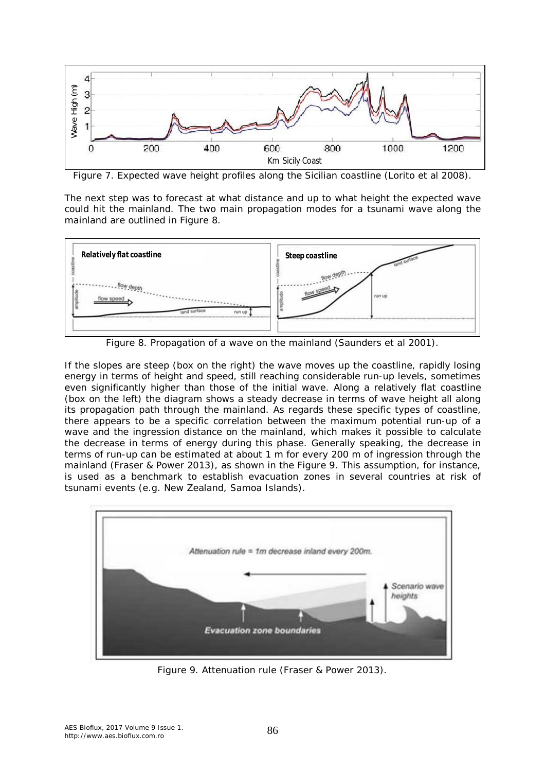Figure 7. Expected wave height profiles along the Sicilian coastline (Lorito et al 2008).

The next step was to forecast at what distance and up to what height the expected wave could hit the mainland. The two main propagation modes for a tsunami wave along the mainland are outlined in Figure 8.

Figure 8. Propagation of a wave on the mainland (Saunders et al 2001).

If the slopes are steep (box on the right) the wave moves up the coastline, rapidly losing energy in terms of height and speed, still reaching considerable run-up levels, sometimes even significantly higher than those of the initial wave. Along a relatively flat coastline (box on the left) the diagram shows a steady decrease in terms of wave height all along its propagation path through the mainland. As regards these specific types of coastline, there appears to be a specific correlation between the maximum potential run-up of a wave and the ingression distance on the mainland, which makes it possible to calculate the decrease in terms of energy during this phase. Generally speaking, the decrease in terms of run-up can be estimated at about 1 m for every 200 m of ingression through the mainland (Fraser & Power 2013), as shown in the Figure 9. This assumption, for instance, is used as a benchmark to establish evacuation zones in several countries at risk of tsunami events (e.g. New Zealand, Samoa Islands).

Figure 9. Attenuation rule (Fraser & Power 2013).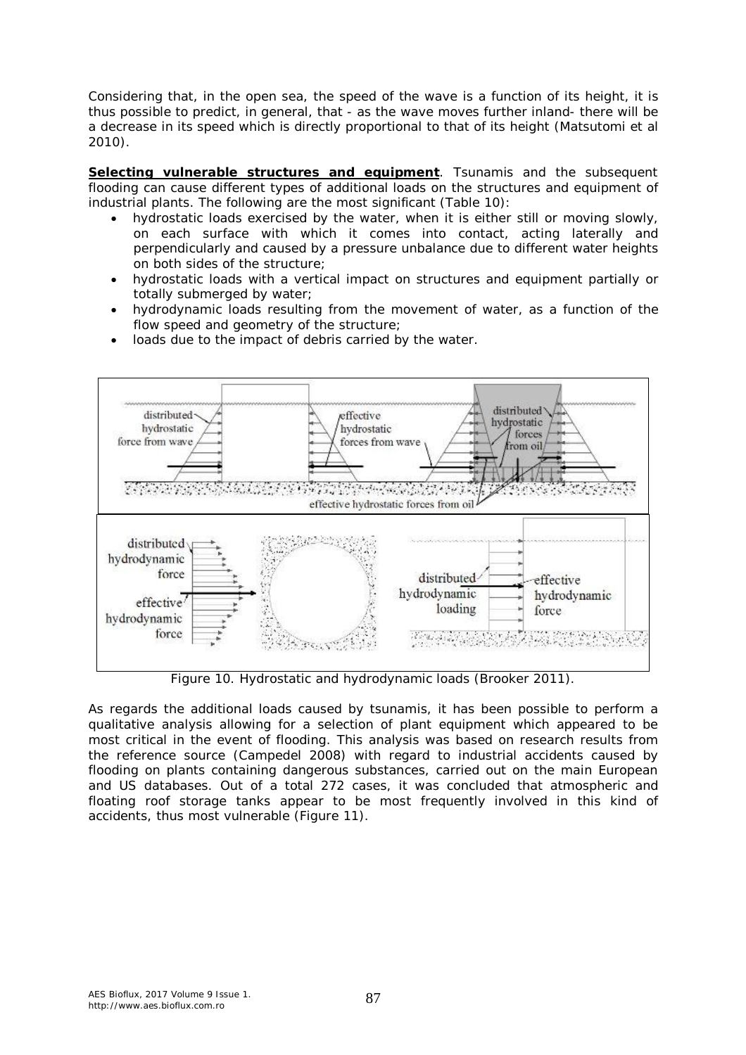Considering that, in the open sea, the speed of the wave is a function of its height, it is thus possible to predict, in general, that - as the wave moves further inland- there will be a decrease in its speed which is directly proportional to that of its height (Matsutomi et al 2010).

**Selecting vulnerable structures and equipment**. Tsunamis and the subsequent flooding can cause different types of additional loads on the structures and equipment of industrial plants. The following are the most significant (Table 10):

- hydrostatic loads exercised by the water, when it is either still or moving slowly, on each surface with which it comes into contact, acting laterally and perpendicularly and caused by a pressure unbalance due to different water heights on both sides of the structure;
- hydrostatic loads with a vertical impact on structures and equipment partially or totally submerged by water;
- hydrodynamic loads resulting from the movement of water, as a function of the flow speed and geometry of the structure;
- loads due to the impact of debris carried by the water.

Figure 10. Hydrostatic and hydrodynamic loads (Brooker 2011).

As regards the additional loads caused by tsunamis, it has been possible to perform a qualitative analysis allowing for a selection of plant equipment which appeared to be most critical in the event of flooding. This analysis was based on research results from the reference source (Campedel 2008) with regard to industrial accidents caused by flooding on plants containing dangerous substances, carried out on the main European and US databases. Out of a total 272 cases, it was concluded that atmospheric and floating roof storage tanks appear to be most frequently involved in this kind of accidents, thus most vulnerable (Figure 11).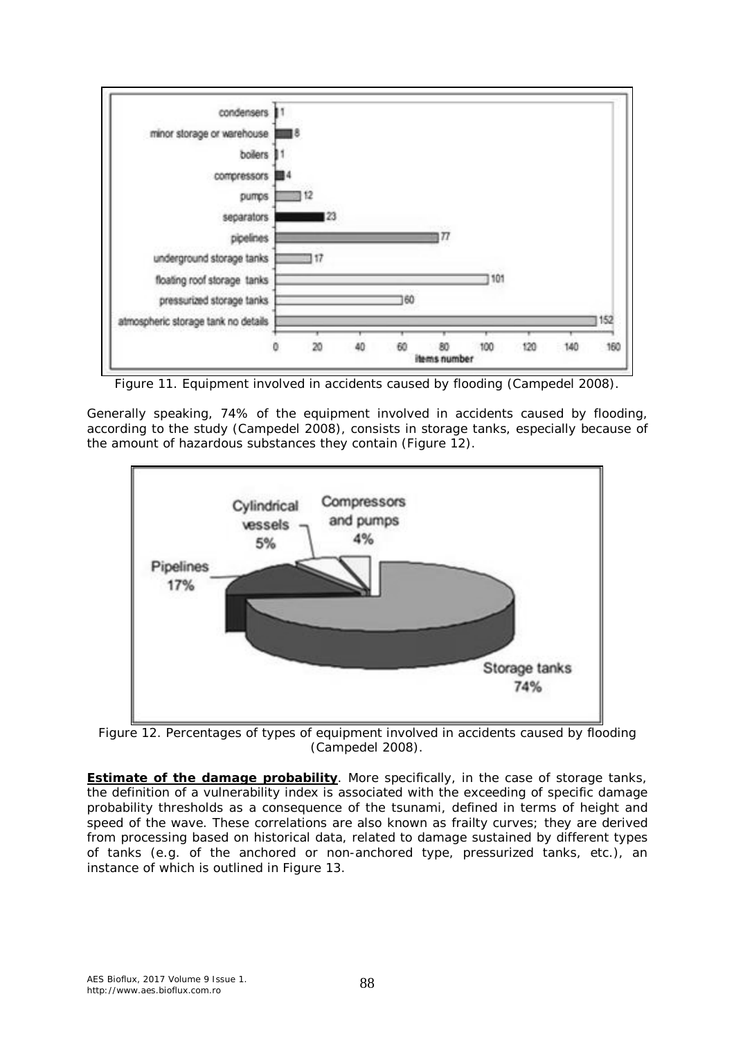Figure 11. Equipment involved in accidents caused by flooding (Campedel 2008).

Generally speaking, 74% of the equipment involved in accidents caused by flooding, according to the study (Campedel 2008), consists in storage tanks, especially because of the amount of hazardous substances they contain (Figure 12).

Figure 12. Percentages of types of equipment involved in accidents caused by flooding (Campedel 2008).

**Estimate of the damage probability**. More specifically, in the case of storage tanks, the definition of a vulnerability index is associated with the exceeding of specific damage probability thresholds as a consequence of the tsunami, defined in terms of height and speed of the wave. These correlations are also known as frailty curves; they are derived from processing based on historical data, related to damage sustained by different types of tanks (e.g. of the anchored or non-anchored type, pressurized tanks, etc.), an instance of which is outlined in Figure 13.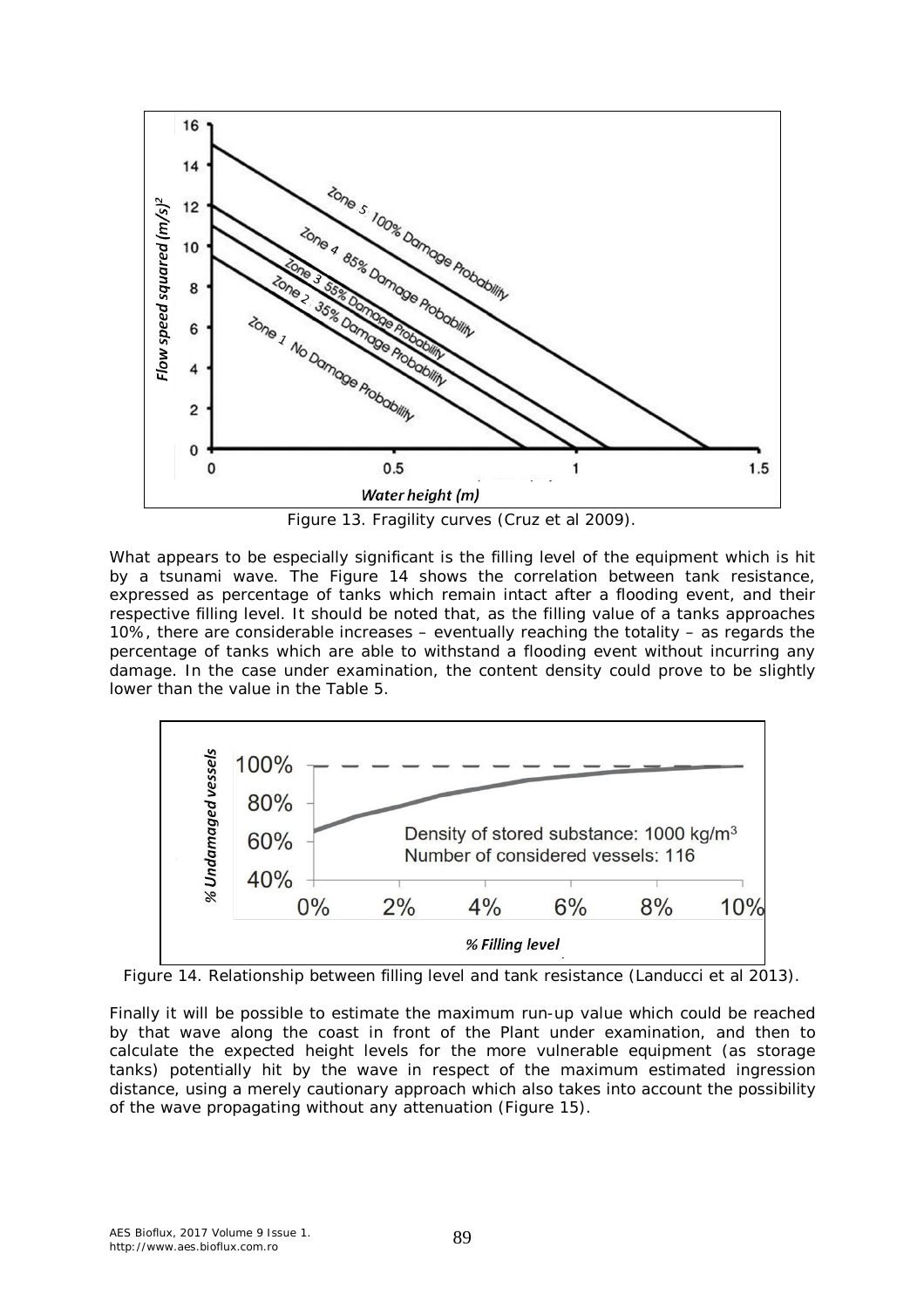Figure 13. Fragility curves (Cruz et al 2009).

What appears to be especially significant is the filling level of the equipment which is hit by a tsunami wave. The Figure 14 shows the correlation between tank resistance, expressed as percentage of tanks which remain intact after a flooding event, and their respective filling level. It should be noted that, as the filling value of a tanks approaches 10%, there are considerable increases – eventually reaching the totality – as regards the percentage of tanks which are able to withstand a flooding event without incurring any damage. In the case under examination, the content density could prove to be slightly lower than the value in the Table 5.

Figure 14. Relationship between filling level and tank resistance (Landucci et al 2013).

Finally it will be possible to estimate the maximum run-up value which could be reached by that wave along the coast in front of the Plant under examination, and then to calculate the expected height levels for the more vulnerable equipment (as storage tanks) potentially hit by the wave in respect of the maximum estimated ingression distance, using a merely cautionary approach which also takes into account the possibility of the wave propagating without any attenuation (Figure 15).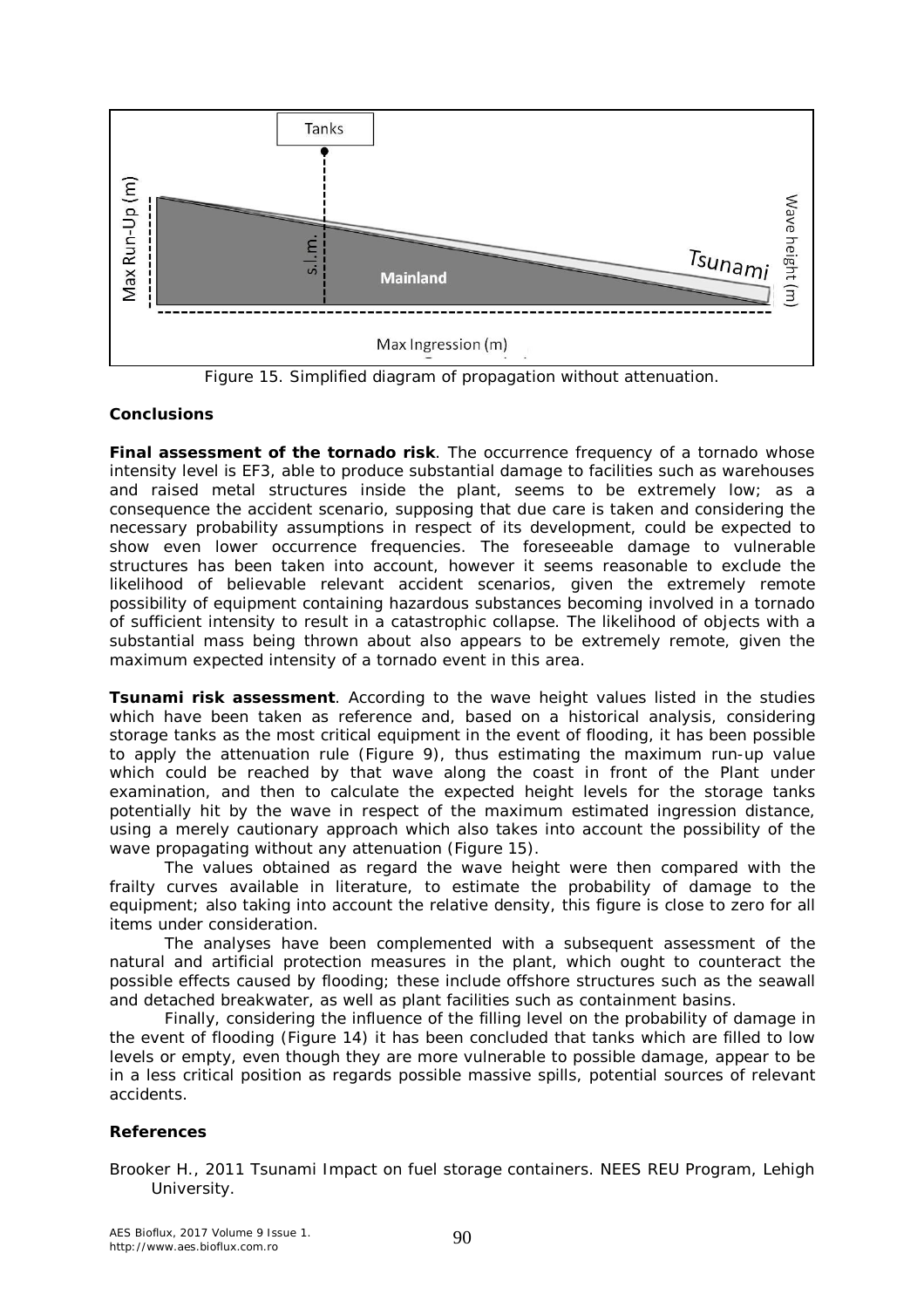Figure 15. Simplified diagram of propagation without attenuation.

## Conclusions

**Final assessment of the tornado risk**. The occurrence frequency of a tornado whose intensity level is EF3, able to produce substantial damage to facilities such as warehouses and raised metal structures inside the plant, seems to be extremely low; as a consequence the accident scenario, supposing that due care is taken and considering the necessary probability assumptions in respect of its development, could be expected to show even lower occurrence frequencies. The foreseeable damage to vulnerable structures has been taken into account, however it seems reasonable to exclude the likelihood of believable relevant accident scenarios, given the extremely remote possibility of equipment containing hazardous substances becoming involved in a tornado of sufficient intensity to result in a catastrophic collapse. The likelihood of objects with a substantial mass being thrown about also appears to be extremely remote, given the maximum expected intensity of a tornado event in this area.

**Tsunami risk assessment**. According to the wave height values listed in the studies which have been taken as reference and, based on a historical analysis, considering storage tanks as the most critical equipment in the event of flooding, it has been possible to apply the attenuation rule (Figure 9), thus estimating the maximum run-up value which could be reached by that wave along the coast in front of the Plant under examination, and then to calculate the expected height levels for the storage tanks potentially hit by the wave in respect of the maximum estimated ingression distance, using a merely cautionary approach which also takes into account the possibility of the wave propagating without any attenuation (Figure 15).

The values obtained as regard the wave height were then compared with the frailty curves available in literature, to estimate the probability of damage to the equipment; also taking into account the relative density, this figure is close to zero for all items under consideration.

The analyses have been complemented with a subsequent assessment of the natural and artificial protection measures in the plant, which ought to counteract the possible effects caused by flooding; these include offshore structures such as the seawall and detached breakwater, as well as plant facilities such as containment basins.

Finally, considering the influence of the filling level on the probability of damage in the event of flooding (Figure 14) it has been concluded that tanks which are filled to low levels or empty, even though they are more vulnerable to possible damage, appear to be in a less critical position as regards possible massive spills, potential sources of relevant accidents.

## References

Brooker H., 2011 Tsunami Impact on fuel storage containers. NEES REU Program, Lehigh University.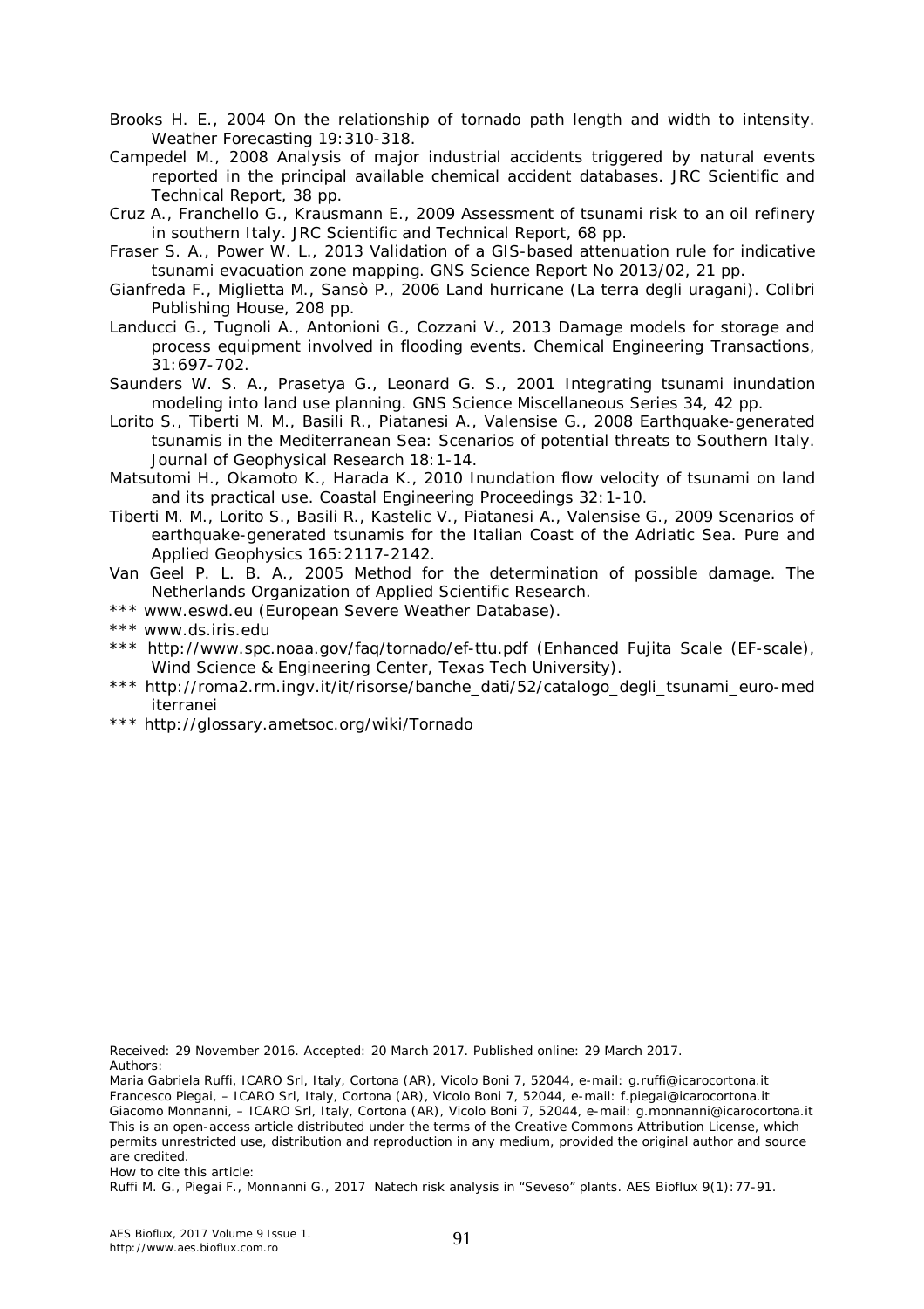Brooks H. E., 2004 On the relationship of tornado path length and width to intensity. Weather Forecasting 19:310-318.

Campedel M., 2008 Analysis of major industrial accidents triggered by natural events reported in the principal available chemical accident databases. JRC Scientific and Technical Report, 38 pp.

Cruz A., Franchello G., Krausmann E., 2009 Assessment of tsunami risk to an oil refinery in southern Italy. JRC Scientific and Technical Report, 68 pp.

Fraser S. A., Power W. L., 2013 Validation of a GIS-based attenuation rule for indicative tsunami evacuation zone mapping. GNS Science Report No 2013/02, 21 pp.

Gianfreda F., Miglietta M., Sansò P., 2006 Land hurricane (La terra degli uragani). Colibri Publishing House, 208 pp.

Landucci G., Tugnoli A., Antonioni G., Cozzani V., 2013 Damage models for storage and process equipment involved in flooding events. Chemical Engineering Transactions, 31:697-702.

Saunders W. S. A., Prasetya G., Leonard G. S., 2001 Integrating tsunami inundation modeling into land use planning. GNS Science Miscellaneous Series 34, 42 pp.

Lorito S., Tiberti M. M., Basili R., Piatanesi A., Valensise G., 2008 Earthquake-generated tsunamis in the Mediterranean Sea: Scenarios of potential threats to Southern Italy. Journal of Geophysical Research 18:1-14.

Matsutomi H., Okamoto K., Harada K., 2010 Inundation flow velocity of tsunami on land and its practical use. Coastal Engineering Proceedings 32:1-10.

Tiberti M. M., Lorito S., Basili R., Kastelic V., Piatanesi A., Valensise G., 2009 Scenarios of earthquake-generated tsunamis for the Italian Coast of the Adriatic Sea. Pure and Applied Geophysics 165:2117-2142.

Van Geel P. L. B. A., 2005 Method for the determination of possible damage. The Netherlands Organization of Applied Scientific Research.

*** www.eswd.eu (European Severe Weather Database).

*** www.ds.iris.edu

*** http://www.spc.noaa.gov/faq/tornado/ef-ttu.pdf (Enhanced Fujita Scale (EF-scale), Wind Science & Engineering Center, Texas Tech University).

*** http://roma2.rm.ingv.it/it/risorse/banche_dati/52/catalogo_degli_tsunami_euro-mediterranei

*** http://glossary.ametsoc.org/wiki/Tornado

Received: 29 November 2016. Accepted: 20 March 2017. Published online: 29 March 2017.

Authors:

Maria Gabriela Ruffi, ICARO Srl, Italy, Cortona (AR), Vicolo Boni 7, 52044, e-mail: g.ruffi@icarocortona.it

Francesco Piegai, – ICARO Srl, Italy, Cortona (AR), Vicolo Boni 7, 52044, e-mail: f.piegai@icarocortona.it

Giacomo Monnanni, – ICARO Srl, Italy, Cortona (AR), Vicolo Boni 7, 52044, e-mail: g.monnanni@icarocortona.it

This is an open-access article distributed under the terms of the Creative Commons Attribution License, which permits unrestricted use, distribution and reproduction in any medium, provided the original author and source are credited.

How to cite this article:

Ruffi M. G., Piegai F., Monnanni G., 2017 Natech risk analysis in "Seveso" plants. AES Bioflux 9(1):77-91.